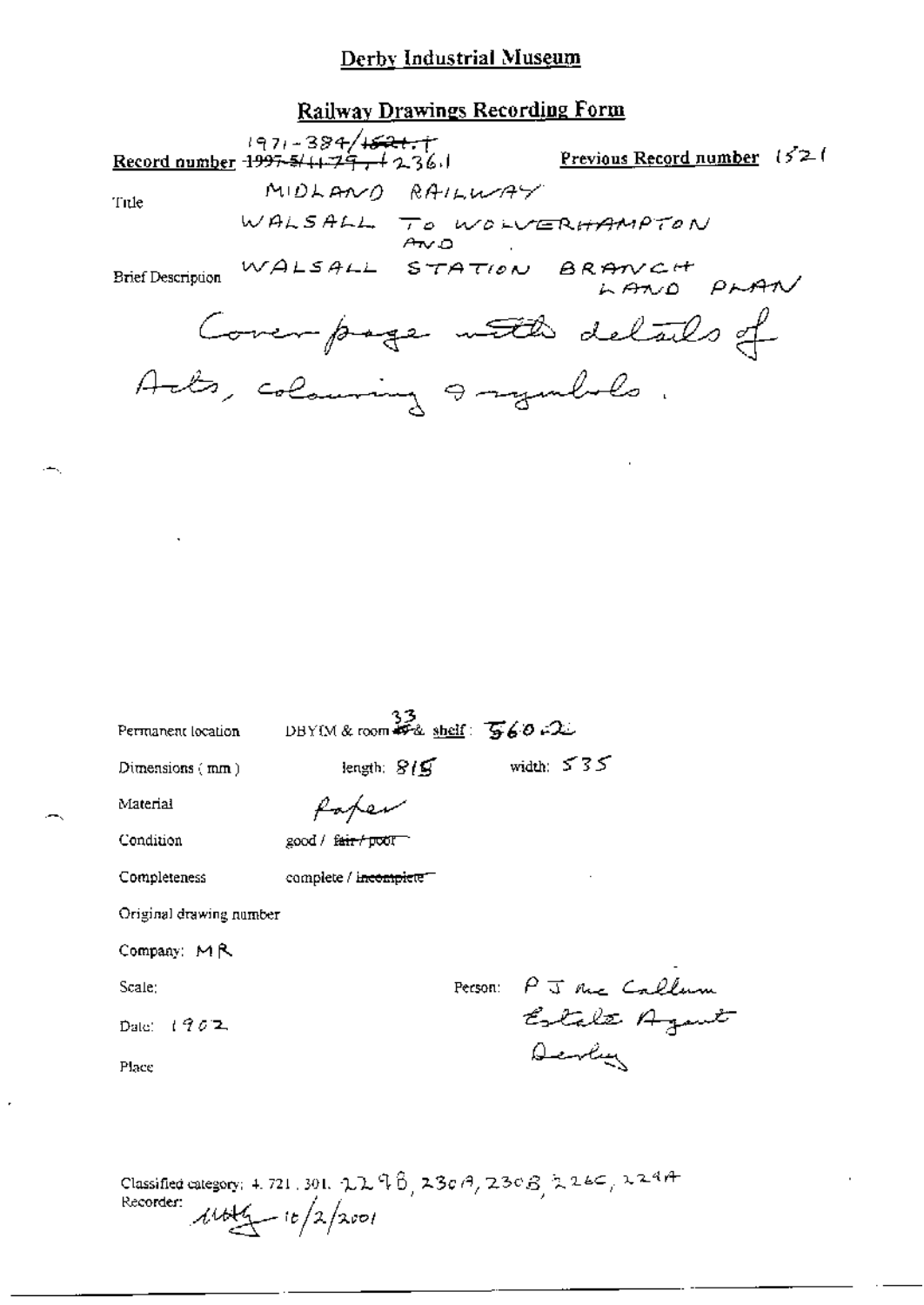# Derby Industrial Museum

## Railway Drawings Recording Form

**Record number** 1971-384/~~1521.1~~ ~~1997-5/11-79~~, 1236.1

**Previous Record number** 1521

**Title** MIDLAND RAILWAY

WALSALL TO WOLVERHAMPTON AND WALSALL STATION BRANCH LAND PLAN

**Brief Description** Cover page with details of Acts, colouring & symbols.

Permanent location: DBYIM & room 33 & shelf: 560.2

Dimensions (mm): length: 815 width: 535

Material: Paper

Condition: good / ~~fair / poor~~

Completeness: complete / ~~incomplete~~

Original drawing number

Company: MR

Scale:

Date: 1902

Place

Person: P J Mc Callum Estate Agent Derby

Classified category: 4.721.301. 229B, 230A, 230B, 226C, 229A

Recorder: [signature] 16/2/2001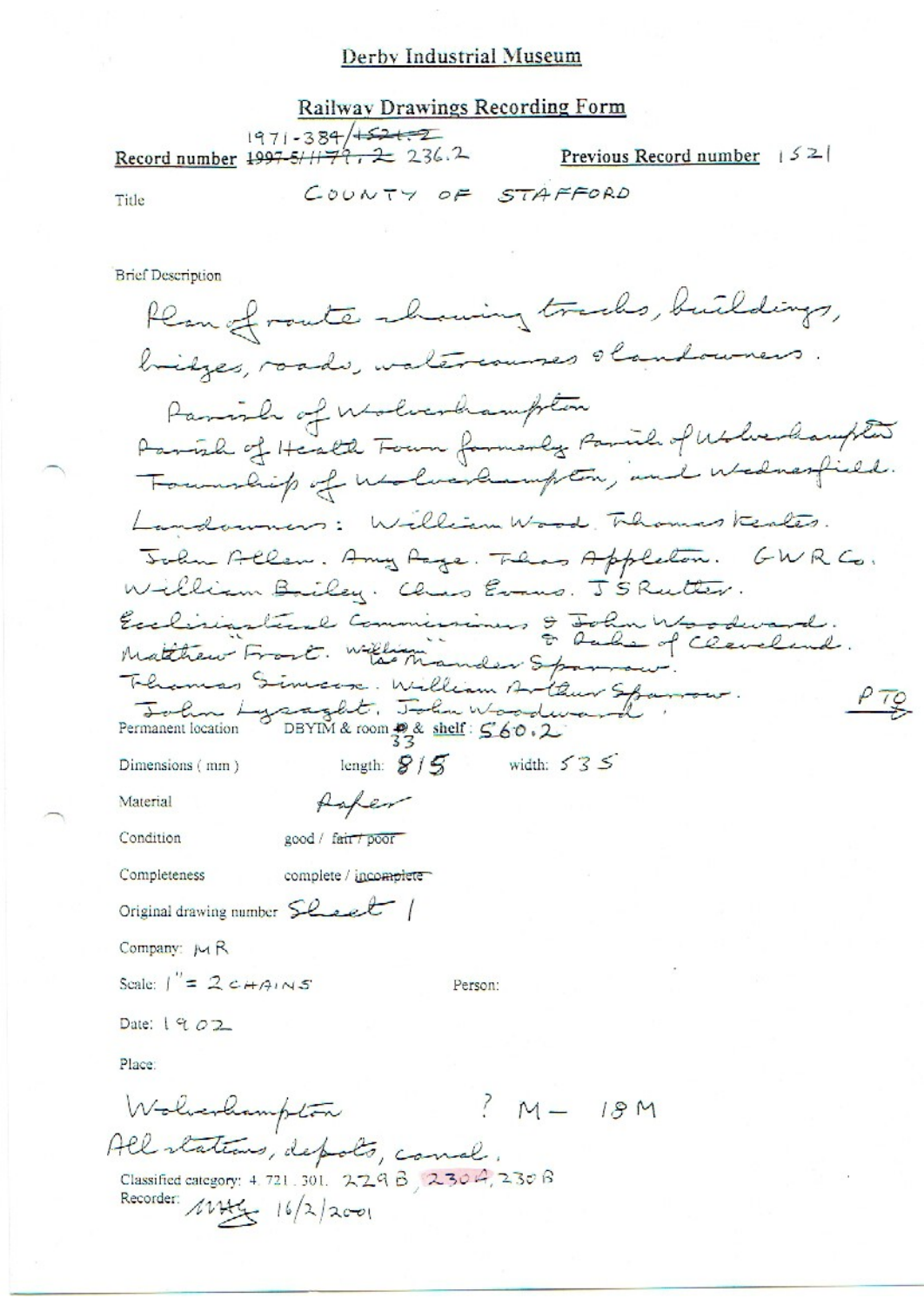# Derby Industrial Museum

## Railway Drawings Recording Form

Record number ~~1997-5/1179, 2~~ 1971-384/~~1521.2~~ 236.2 Previous Record number 1521

Title COUNTY OF STAFFORD

Brief Description

Plan of route showing tracks, buildings, bridges, roads, watercourses & landowners.

Parish of Wolverhampton
Parish of Heath Town formerly Parish of Wolverhampton
Township of Wolverhampton, and Wednesfield.

Landowners: William Wood. Thomas Keates.
John Allen. Amy Page. Thos Appleton. GWR Co.
William Bailey. Chas Evans. J S Rutter.
Ecclesiastical Commissioners & John Woodward.
Matthew Frost. William " & Duke of Cleveland.
the Mander Sparrow.
Thomas Simcox. William Arthur Sparrow.
John Lysaght. John Woodward. PTO

Permanent location DBYIM & room 33 & shelf: 560.2

Dimensions (mm) length: 815 width: 535

Material Paper

Condition good / ~~fair / poor~~

Completeness complete / ~~incomplete~~

Original drawing number Sheet 1

Company: MR

Scale: 1" = 2 CHAINS Person:

Date: 1902

Place:

Wolverhampton ? M – 18M
All stations, depots, canal.

Classified category: 4. 721. 301. 229B, 230A, 230B

Recorder: MHG 16/2/2001